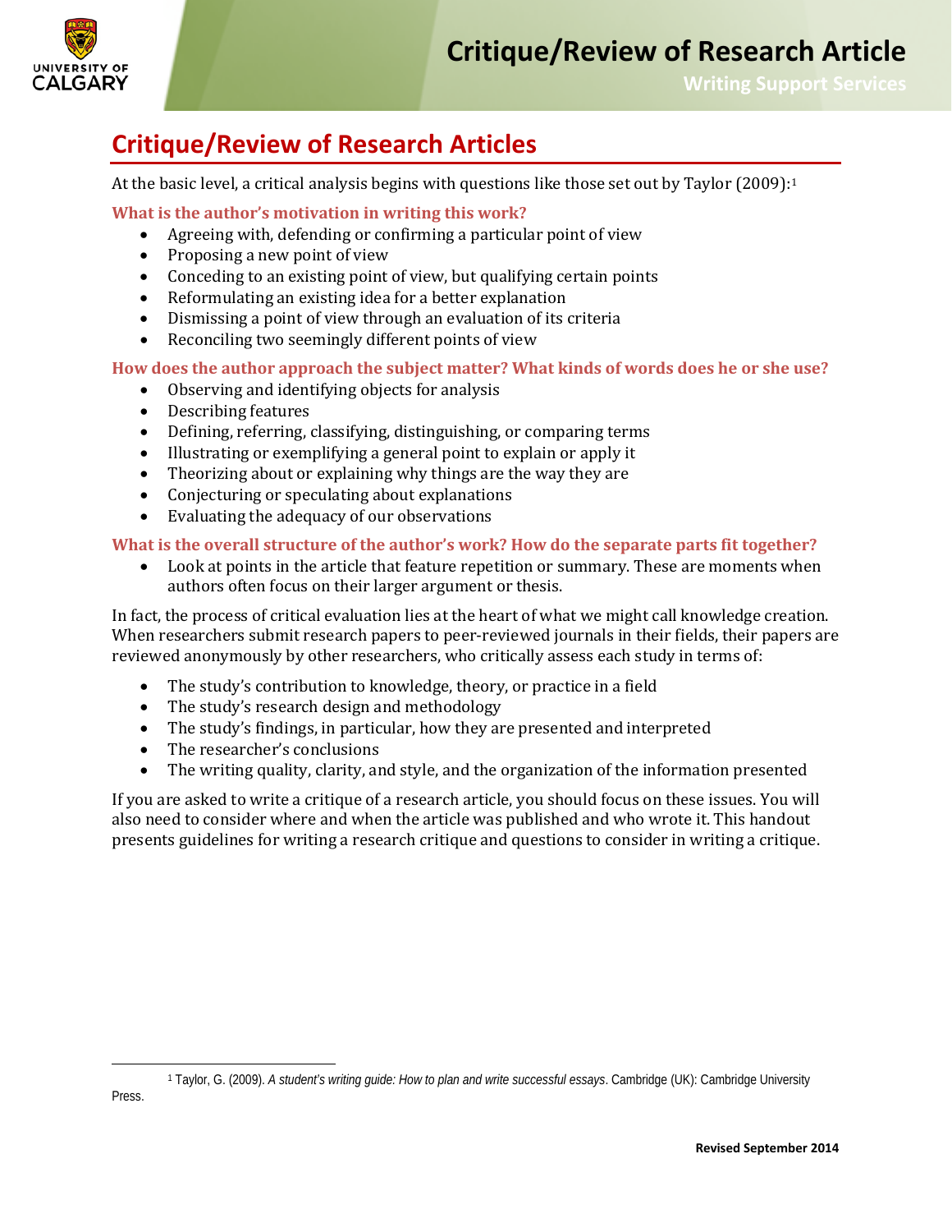# Critique/Review of Research Articles

At the basic level, a critical analysis begins with questions like those set out by Taylor (2009):[1]

### What is the author's motivation in writing this work?

- Agreeing with, defending or confirming a particular point of view
- Proposing a new point of view
- Conceding to an existing point of view, but qualifying certain points
- Reformulating an existing idea for a better explanation
- Dismissing a point of view through an evaluation of its criteria
- Reconciling two seemingly different points of view

### How does the author approach the subject matter? What kinds of words does he or she use?

- Observing and identifying objects for analysis
- Describing features
- Defining, referring, classifying, distinguishing, or comparing terms
- Illustrating or exemplifying a general point to explain or apply it
- Theorizing about or explaining why things are the way they are
- Conjecturing or speculating about explanations
- Evaluating the adequacy of our observations

### What is the overall structure of the author's work? How do the separate parts fit together?

- Look at points in the article that feature repetition or summary. These are moments when authors often focus on their larger argument or thesis.

In fact, the process of critical evaluation lies at the heart of what we might call knowledge creation. When researchers submit research papers to peer-reviewed journals in their fields, their papers are reviewed anonymously by other researchers, who critically assess each study in terms of:

- The study's contribution to knowledge, theory, or practice in a field
- The study's research design and methodology
- The study's findings, in particular, how they are presented and interpreted
- The researcher's conclusions
- The writing quality, clarity, and style, and the organization of the information presented

If you are asked to write a critique of a research article, you should focus on these issues. You will also need to consider where and when the article was published and who wrote it. This handout presents guidelines for writing a research critique and questions to consider in writing a critique.

---

[1] Taylor, G. (2009). *A student's writing guide: How to plan and write successful essays*. Cambridge (UK): Cambridge University Press.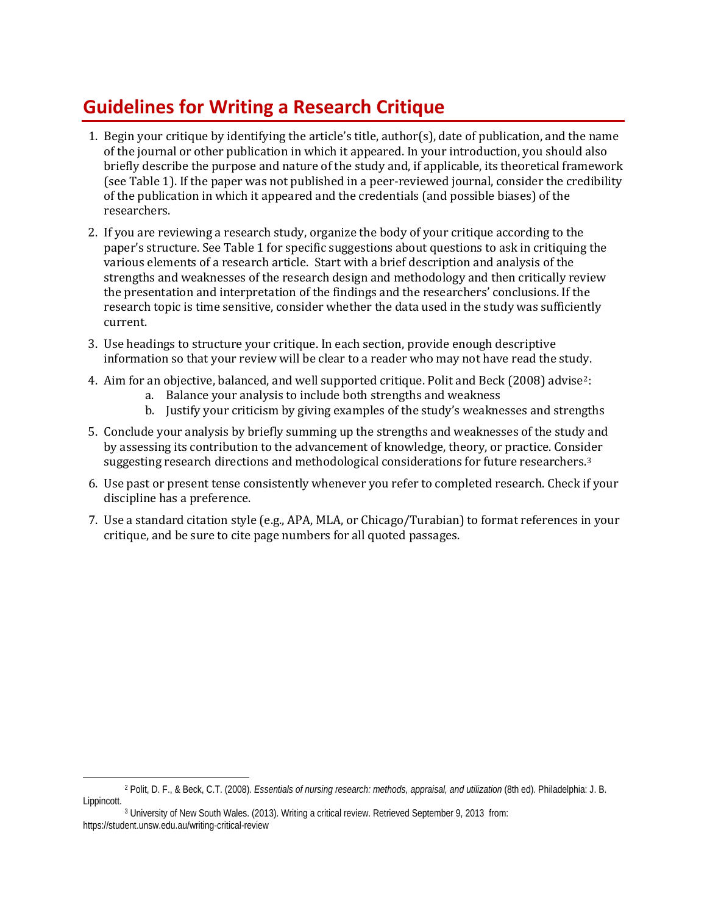## Guidelines for Writing a Research Critique

1. Begin your critique by identifying the article's title, author(s), date of publication, and the name of the journal or other publication in which it appeared. In your introduction, you should also briefly describe the purpose and nature of the study and, if applicable, its theoretical framework (see Table 1). If the paper was not published in a peer-reviewed journal, consider the credibility of the publication in which it appeared and the credentials (and possible biases) of the researchers.

2. If you are reviewing a research study, organize the body of your critique according to the paper's structure. See Table 1 for specific suggestions about questions to ask in critiquing the various elements of a research article. Start with a brief description and analysis of the strengths and weaknesses of the research design and methodology and then critically review the presentation and interpretation of the findings and the researchers' conclusions. If the research topic is time sensitive, consider whether the data used in the study was sufficiently current.

3. Use headings to structure your critique. In each section, provide enough descriptive information so that your review will be clear to a reader who may not have read the study.

4. Aim for an objective, balanced, and well supported critique. Polit and Beck (2008) advise[2]:
   a. Balance your analysis to include both strengths and weakness
   b. Justify your criticism by giving examples of the study's weaknesses and strengths

5. Conclude your analysis by briefly summing up the strengths and weaknesses of the study and by assessing its contribution to the advancement of knowledge, theory, or practice. Consider suggesting research directions and methodological considerations for future researchers.[3]

6. Use past or present tense consistently whenever you refer to completed research. Check if your discipline has a preference.

7. Use a standard citation style (e.g., APA, MLA, or Chicago/Turabian) to format references in your critique, and be sure to cite page numbers for all quoted passages.

---

[2] Polit, D. F., & Beck, C.T. (2008). *Essentials of nursing research: methods, appraisal, and utilization* (8th ed). Philadelphia: J. B. Lippincott.

[3] University of New South Wales. (2013). Writing a critical review. Retrieved September 9, 2013 from: https://student.unsw.edu.au/writing-critical-review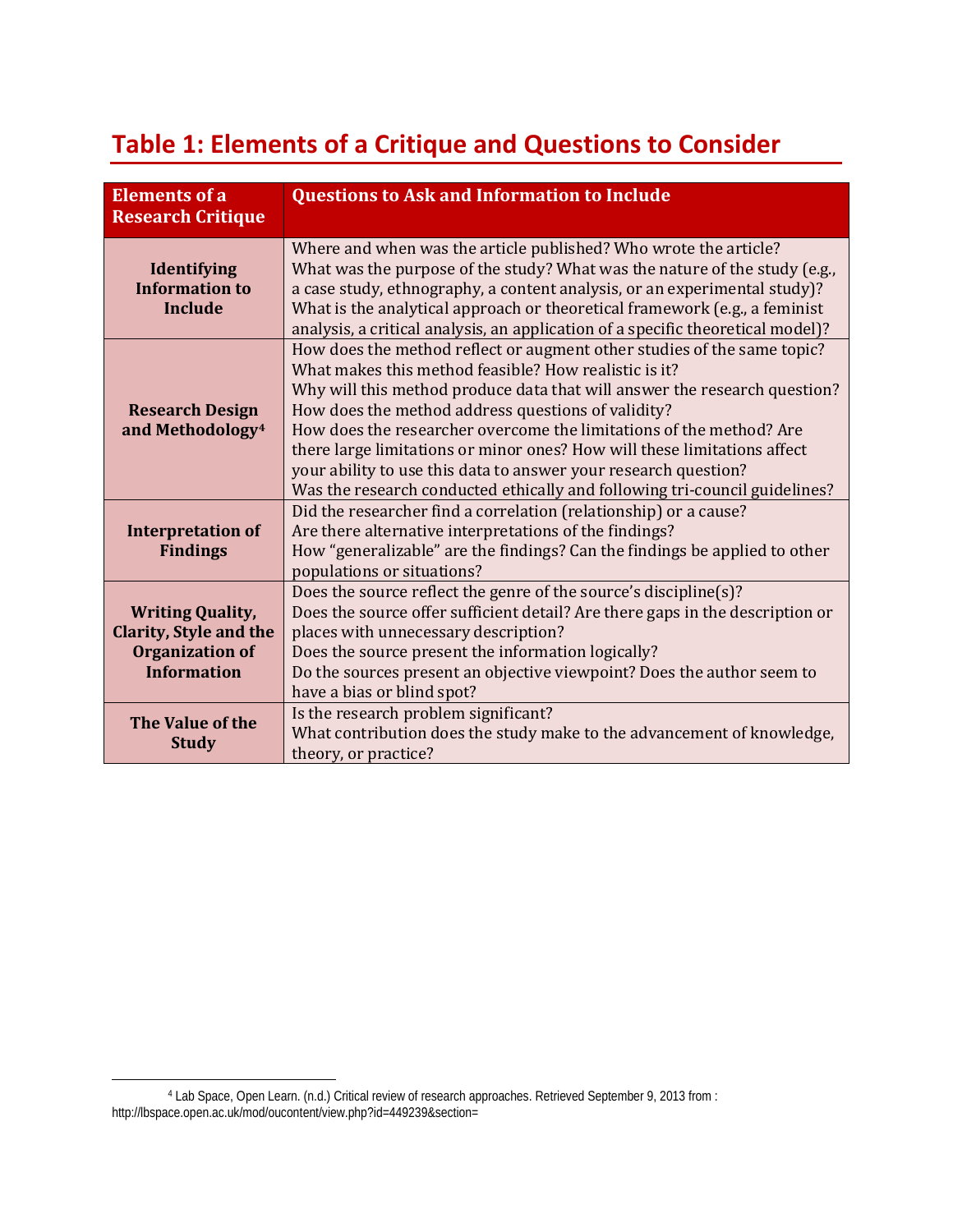## Table 1: Elements of a Critique and Questions to Consider

| Elements of a Research Critique | Questions to Ask and Information to Include |
|---|---|
| **Identifying Information to Include** | Where and when was the article published? Who wrote the article? What was the purpose of the study? What was the nature of the study (e.g., a case study, ethnography, a content analysis, or an experimental study)? What is the analytical approach or theoretical framework (e.g., a feminist analysis, a critical analysis, an application of a specific theoretical model)? |
| **Research Design and Methodology**[4] | How does the method reflect or augment other studies of the same topic? What makes this method feasible? How realistic is it? Why will this method produce data that will answer the research question? How does the method address questions of validity? How does the researcher overcome the limitations of the method? Are there large limitations or minor ones? How will these limitations affect your ability to use this data to answer your research question? Was the research conducted ethically and following tri-council guidelines? |
| **Interpretation of Findings** | Did the researcher find a correlation (relationship) or a cause? Are there alternative interpretations of the findings? How "generalizable" are the findings? Can the findings be applied to other populations or situations? |
| **Writing Quality, Clarity, Style and the Organization of Information** | Does the source reflect the genre of the source's discipline(s)? Does the source offer sufficient detail? Are there gaps in the description or places with unnecessary description? Does the source present the information logically? Do the sources present an objective viewpoint? Does the author seem to have a bias or blind spot? |
| **The Value of the Study** | Is the research problem significant? What contribution does the study make to the advancement of knowledge, theory, or practice? |

[4] Lab Space, Open Learn. (n.d.) Critical review of research approaches. Retrieved September 9, 2013 from : http://lbspace.open.ac.uk/mod/oucontent/view.php?id=449239&section=